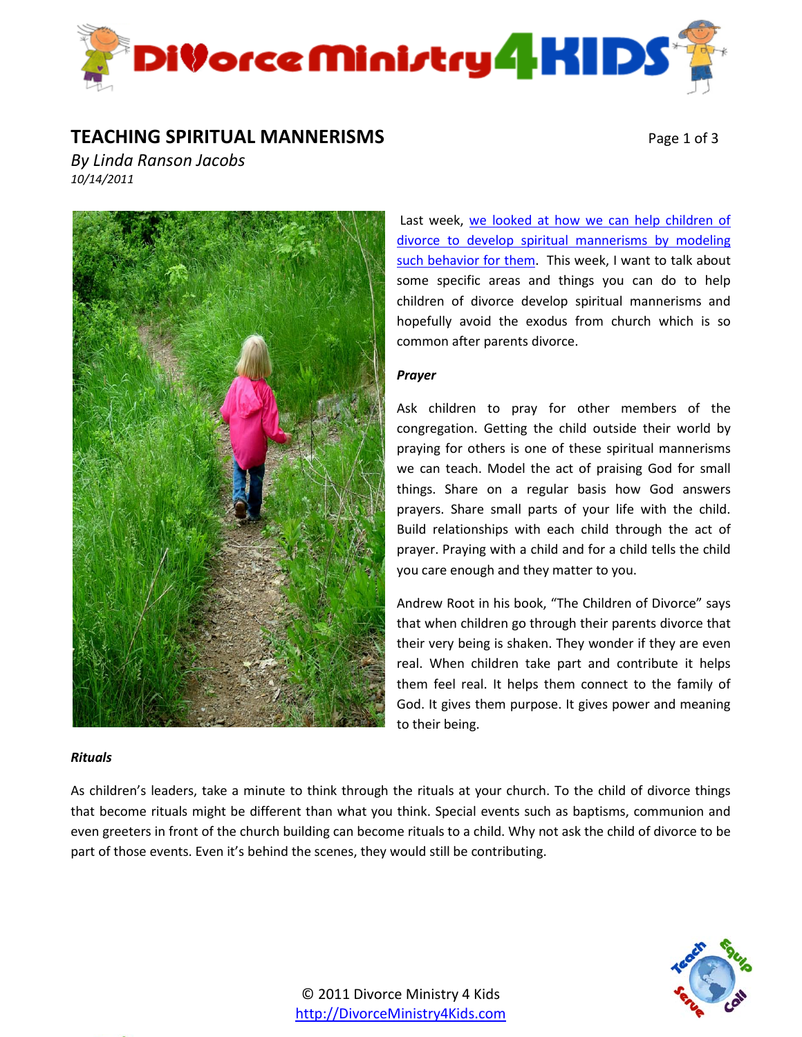# TEACHING SPIRITUAL MANNERISMS

*By Linda Ranson Jacobs*
*10/14/2011*

Last week, [we looked at how we can help children of divorce to develop spiritual mannerisms by modeling such behavior for them](). This week, I want to talk about some specific areas and things you can do to help children of divorce develop spiritual mannerisms and hopefully avoid the exodus from church which is so common after parents divorce.

***Prayer***

Ask children to pray for other members of the congregation. Getting the child outside their world by praying for others is one of these spiritual mannerisms we can teach. Model the act of praising God for small things. Share on a regular basis how God answers prayers. Share small parts of your life with the child. Build relationships with each child through the act of prayer. Praying with a child and for a child tells the child you care enough and they matter to you.

Andrew Root in his book, "The Children of Divorce" says that when children go through their parents divorce that their very being is shaken. They wonder if they are even real. When children take part and contribute it helps them feel real. It helps them connect to the family of God. It gives them purpose. It gives power and meaning to their being.

***Rituals***

As children's leaders, take a minute to think through the rituals at your church. To the child of divorce things that become rituals might be different than what you think. Special events such as baptisms, communion and even greeters in front of the church building can become rituals to a child. Why not ask the child of divorce to be part of those events. Even it's behind the scenes, they would still be contributing.

© 2011 Divorce Ministry 4 Kids
http://DivorceMinistry4Kids.com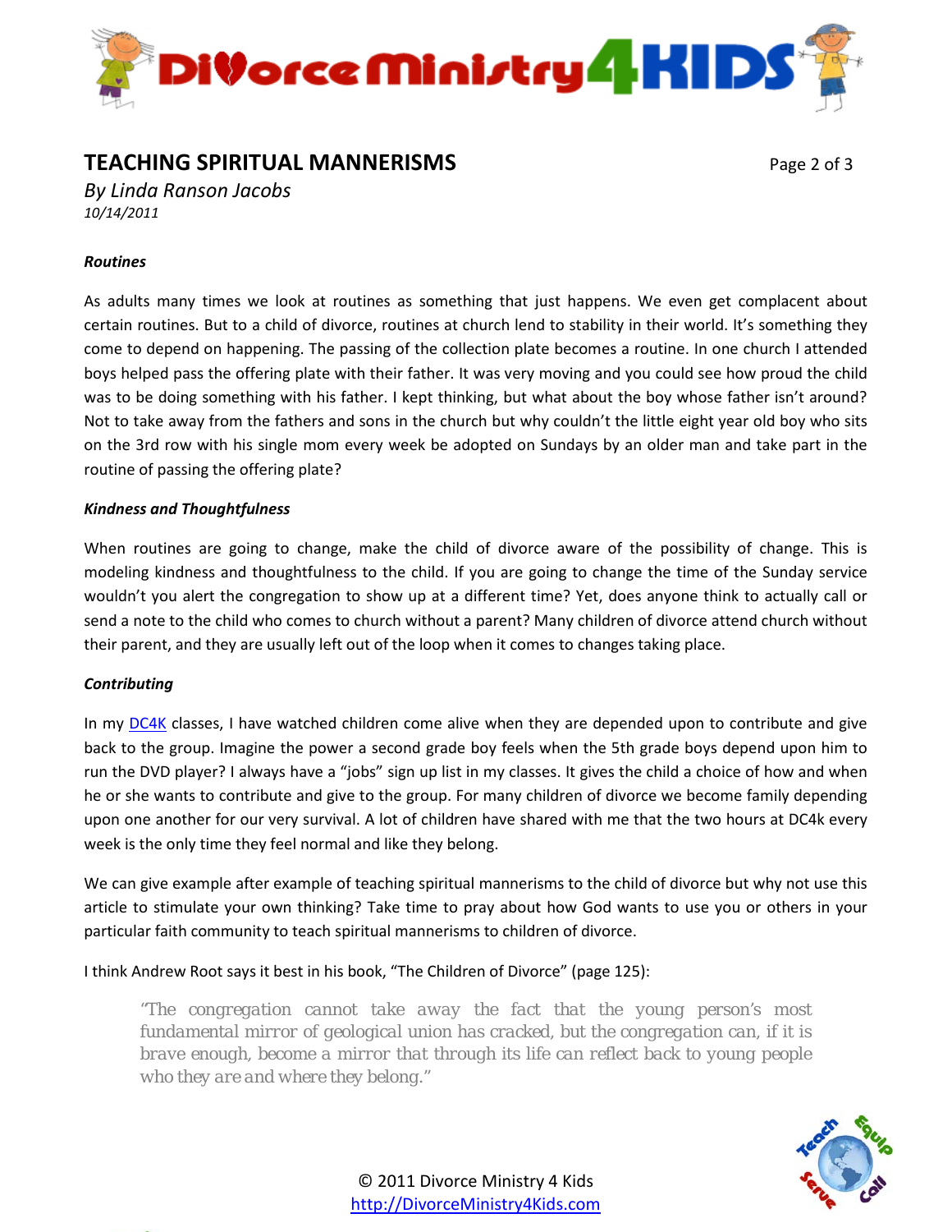## TEACHING SPIRITUAL MANNERISMS

*By Linda Ranson Jacobs*
*10/14/2011*

***Routines***

As adults many times we look at routines as something that just happens. We even get complacent about certain routines. But to a child of divorce, routines at church lend to stability in their world. It's something they come to depend on happening. The passing of the collection plate becomes a routine. In one church I attended boys helped pass the offering plate with their father. It was very moving and you could see how proud the child was to be doing something with his father. I kept thinking, but what about the boy whose father isn't around? Not to take away from the fathers and sons in the church but why couldn't the little eight year old boy who sits on the 3rd row with his single mom every week be adopted on Sundays by an older man and take part in the routine of passing the offering plate?

***Kindness and Thoughtfulness***

When routines are going to change, make the child of divorce aware of the possibility of change. This is modeling kindness and thoughtfulness to the child. If you are going to change the time of the Sunday service wouldn't you alert the congregation to show up at a different time? Yet, does anyone think to actually call or send a note to the child who comes to church without a parent? Many children of divorce attend church without their parent, and they are usually left out of the loop when it comes to changes taking place.

***Contributing***

In my DC4K classes, I have watched children come alive when they are depended upon to contribute and give back to the group. Imagine the power a second grade boy feels when the 5th grade boys depend upon him to run the DVD player? I always have a "jobs" sign up list in my classes. It gives the child a choice of how and when he or she wants to contribute and give to the group. For many children of divorce we become family depending upon one another for our very survival. A lot of children have shared with me that the two hours at DC4k every week is the only time they feel normal and like they belong.

We can give example after example of teaching spiritual mannerisms to the child of divorce but why not use this article to stimulate your own thinking? Take time to pray about how God wants to use you or others in your particular faith community to teach spiritual mannerisms to children of divorce.

I think Andrew Root says it best in his book, "The Children of Divorce" (page 125):

> "The congregation cannot take away the fact that the young person's most fundamental mirror of geological union has cracked, but the congregation can, if it is brave enough, become a mirror that through its life can reflect back to young people who they are and where they belong."

© 2011 Divorce Ministry 4 Kids
http://DivorceMinistry4Kids.com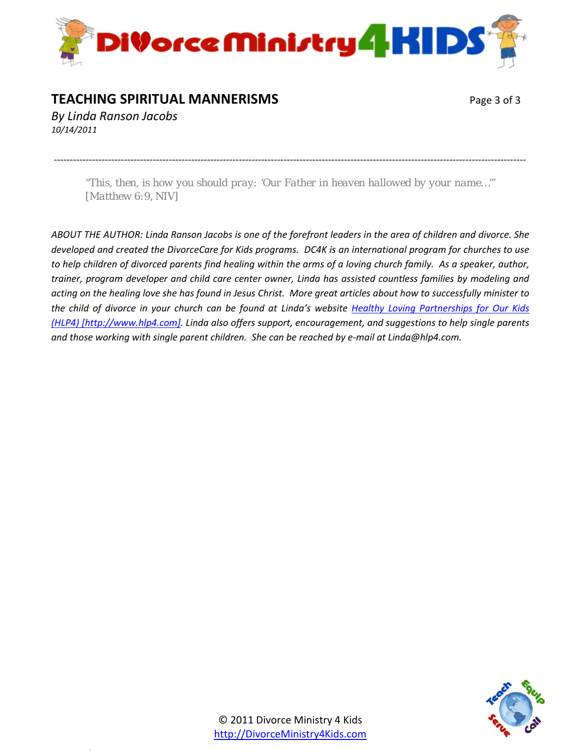"This, then, is how you should pray: 'Our Father in heaven hallowed by your name…'" [Matthew 6:9, NIV]

*ABOUT THE AUTHOR: Linda Ranson Jacobs is one of the forefront leaders in the area of children and divorce. She developed and created the DivorceCare for Kids programs. DC4K is an international program for churches to use to help children of divorced parents find healing within the arms of a loving church family. As a speaker, author, trainer, program developer and child care center owner, Linda has assisted countless families by modeling and acting on the healing love she has found in Jesus Christ. More great articles about how to successfully minister to the child of divorce in your church can be found at Linda's website [Healthy Loving Partnerships for Our Kids (HLP4) [http://www.hlp4.com]](http://www.hlp4.com). Linda also offers support, encouragement, and suggestions to help single parents and those working with single parent children. She can be reached by e-mail at Linda@hlp4.com.*

© 2011 Divorce Ministry 4 Kids
http://DivorceMinistry4Kids.com